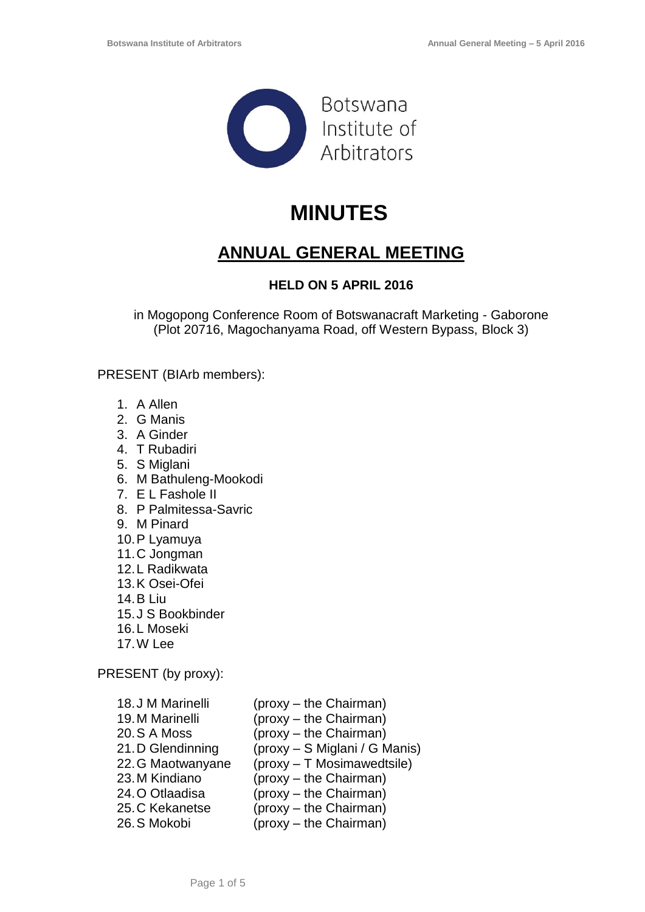Botswana Institute of Arbitrators

# MINUTES

## ANNUAL GENERAL MEETING

### HELD ON 5 APRIL 2016

in Mogopong Conference Room of Botswanacraft Marketing - Gaborone
(Plot 20716, Magochanyama Road, off Western Bypass, Block 3)

PRESENT (BIArb members):

1. A Allen
2. G Manis
3. A Ginder
4. T Rubadiri
5. S Miglani
6. M Bathuleng-Mookodi
7. E L Fashole II
8. P Palmitessa-Savric
9. M Pinard
10. P Lyamuya
11. C Jongman
12. L Radikwata
13. K Osei-Ofei
14. B Liu
15. J S Bookbinder
16. L Moseki
17. W Lee

PRESENT (by proxy):

18. J M Marinelli (proxy – the Chairman)
19. M Marinelli (proxy – the Chairman)
20. S A Moss (proxy – the Chairman)
21. D Glendinning (proxy – S Miglani / G Manis)
22. G Maotwanyane (proxy – T Mosimawedtsile)
23. M Kindiano (proxy – the Chairman)
24. O Otlaadisa (proxy – the Chairman)
25. C Kekanetse (proxy – the Chairman)
26. S Mokobi (proxy – the Chairman)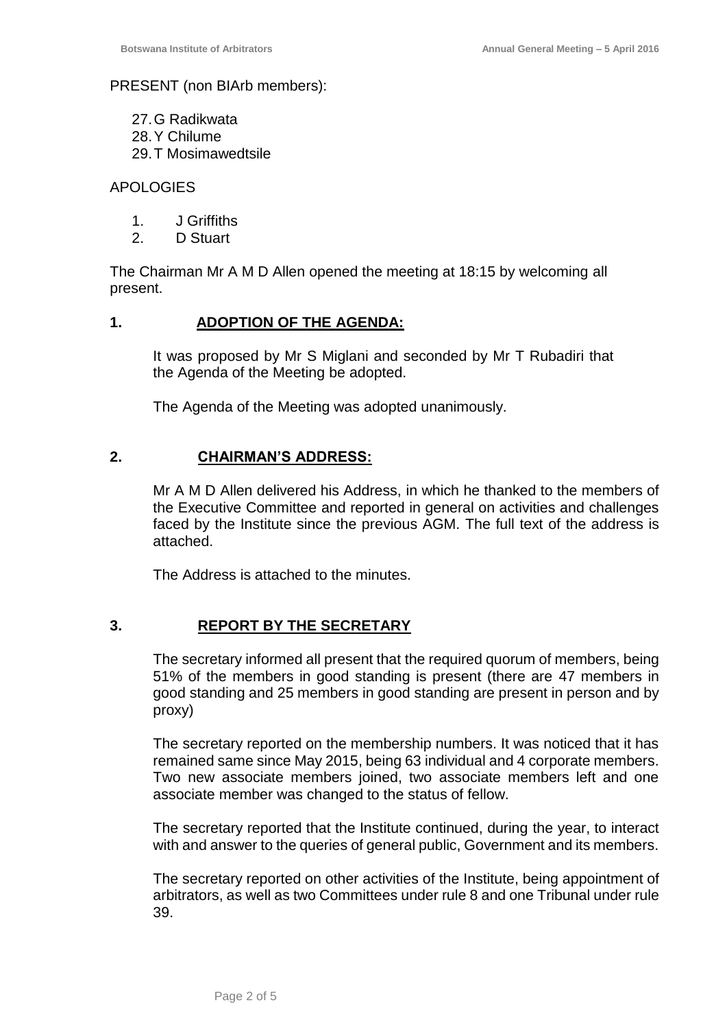PRESENT (non BIArb members):

27. G Radikwata
28. Y Chilume
29. T Mosimawedtsile

APOLOGIES

1. J Griffiths
2. D Stuart

The Chairman Mr A M D Allen opened the meeting at 18:15 by welcoming all present.

## 1. ADOPTION OF THE AGENDA:

It was proposed by Mr S Miglani and seconded by Mr T Rubadiri that the Agenda of the Meeting be adopted.

The Agenda of the Meeting was adopted unanimously.

## 2. CHAIRMAN'S ADDRESS:

Mr A M D Allen delivered his Address, in which he thanked to the members of the Executive Committee and reported in general on activities and challenges faced by the Institute since the previous AGM. The full text of the address is attached.

The Address is attached to the minutes.

## 3. REPORT BY THE SECRETARY

The secretary informed all present that the required quorum of members, being 51% of the members in good standing is present (there are 47 members in good standing and 25 members in good standing are present in person and by proxy)

The secretary reported on the membership numbers. It was noticed that it has remained same since May 2015, being 63 individual and 4 corporate members. Two new associate members joined, two associate members left and one associate member was changed to the status of fellow.

The secretary reported that the Institute continued, during the year, to interact with and answer to the queries of general public, Government and its members.

The secretary reported on other activities of the Institute, being appointment of arbitrators, as well as two Committees under rule 8 and one Tribunal under rule 39.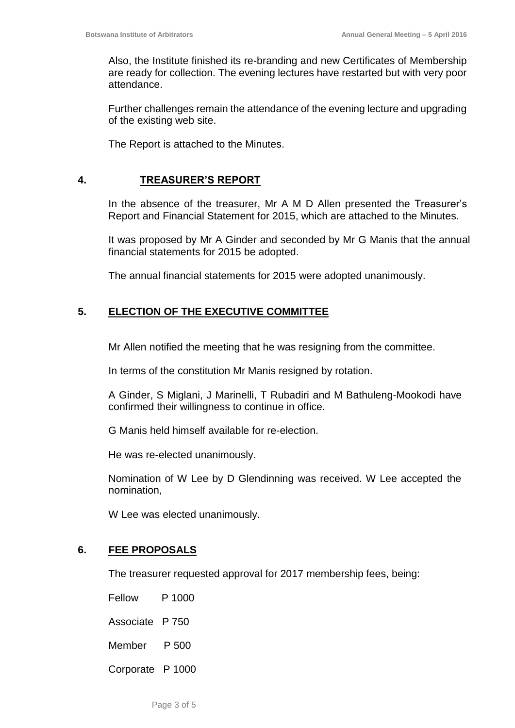Also, the Institute finished its re-branding and new Certificates of Membership are ready for collection. The evening lectures have restarted but with very poor attendance.

Further challenges remain the attendance of the evening lecture and upgrading of the existing web site.

The Report is attached to the Minutes.

## 4. <u>TREASURER'S REPORT</u>

In the absence of the treasurer, Mr A M D Allen presented the Treasurer's Report and Financial Statement for 2015, which are attached to the Minutes.

It was proposed by Mr A Ginder and seconded by Mr G Manis that the annual financial statements for 2015 be adopted.

The annual financial statements for 2015 were adopted unanimously.

## 5. <u>ELECTION OF THE EXECUTIVE COMMITTEE</u>

Mr Allen notified the meeting that he was resigning from the committee.

In terms of the constitution Mr Manis resigned by rotation.

A Ginder, S Miglani, J Marinelli, T Rubadiri and M Bathuleng-Mookodi have confirmed their willingness to continue in office.

G Manis held himself available for re-election.

He was re-elected unanimously.

Nomination of W Lee by D Glendinning was received. W Lee accepted the nomination,

W Lee was elected unanimously.

## 6. <u>FEE PROPOSALS</u>

The treasurer requested approval for 2017 membership fees, being:

Fellow P 1000

Associate P 750

Member P 500

Corporate P 1000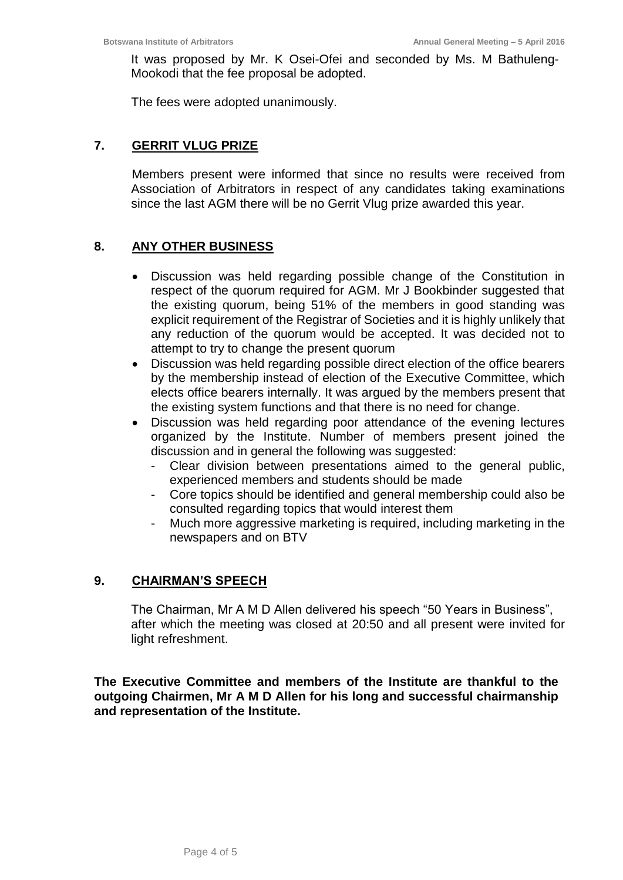It was proposed by Mr. K Osei-Ofei and seconded by Ms. M Bathuleng-Mookodi that the fee proposal be adopted.

The fees were adopted unanimously.

## 7. GERRIT VLUG PRIZE

Members present were informed that since no results were received from Association of Arbitrators in respect of any candidates taking examinations since the last AGM there will be no Gerrit Vlug prize awarded this year.

## 8. ANY OTHER BUSINESS

- Discussion was held regarding possible change of the Constitution in respect of the quorum required for AGM. Mr J Bookbinder suggested that the existing quorum, being 51% of the members in good standing was explicit requirement of the Registrar of Societies and it is highly unlikely that any reduction of the quorum would be accepted. It was decided not to attempt to try to change the present quorum
- Discussion was held regarding possible direct election of the office bearers by the membership instead of election of the Executive Committee, which elects office bearers internally. It was argued by the members present that the existing system functions and that there is no need for change.
- Discussion was held regarding poor attendance of the evening lectures organized by the Institute. Number of members present joined the discussion and in general the following was suggested:
  - Clear division between presentations aimed to the general public, experienced members and students should be made
  - Core topics should be identified and general membership could also be consulted regarding topics that would interest them
  - Much more aggressive marketing is required, including marketing in the newspapers and on BTV

## 9. CHAIRMAN'S SPEECH

The Chairman, Mr A M D Allen delivered his speech "50 Years in Business", after which the meeting was closed at 20:50 and all present were invited for light refreshment.

**The Executive Committee and members of the Institute are thankful to the outgoing Chairmen, Mr A M D Allen for his long and successful chairmanship and representation of the Institute.**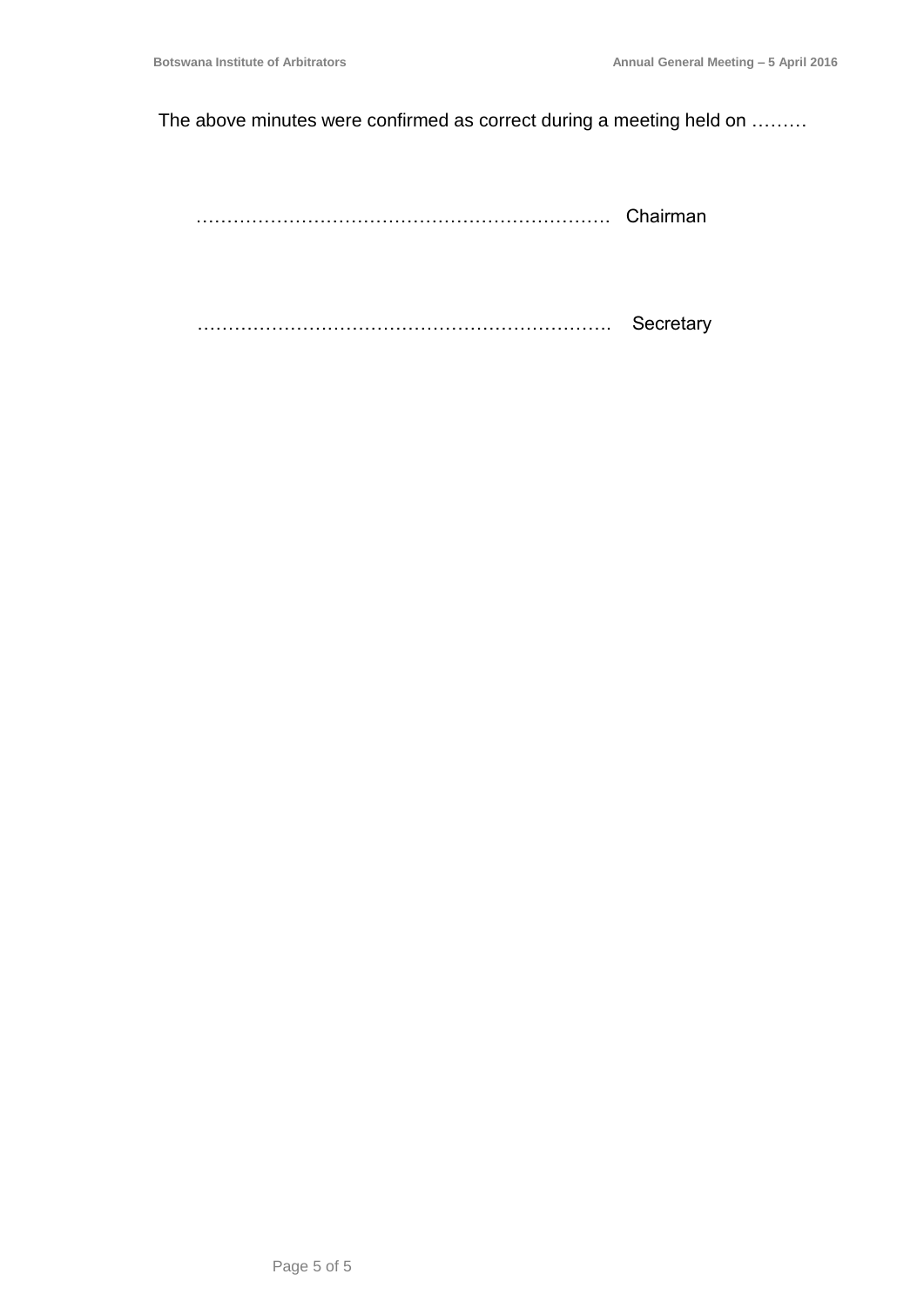The above minutes were confirmed as correct during a meeting held on ………

…………………………………………………………… Chairman

…………………………………………………………… Secretary